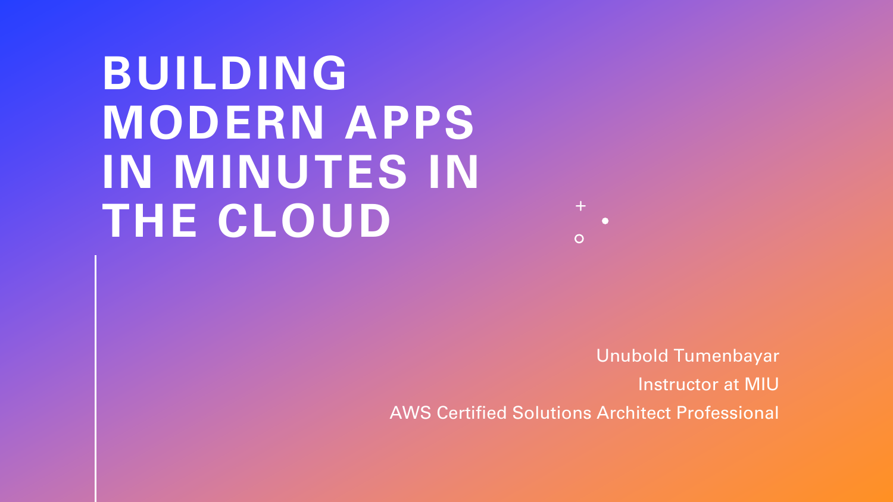# BUILDING MODERN APPS IN MINUTES IN THE CLOUD

Unubold Tumenbayar

Instructor at MIU

AWS Certified Solutions Architect Professional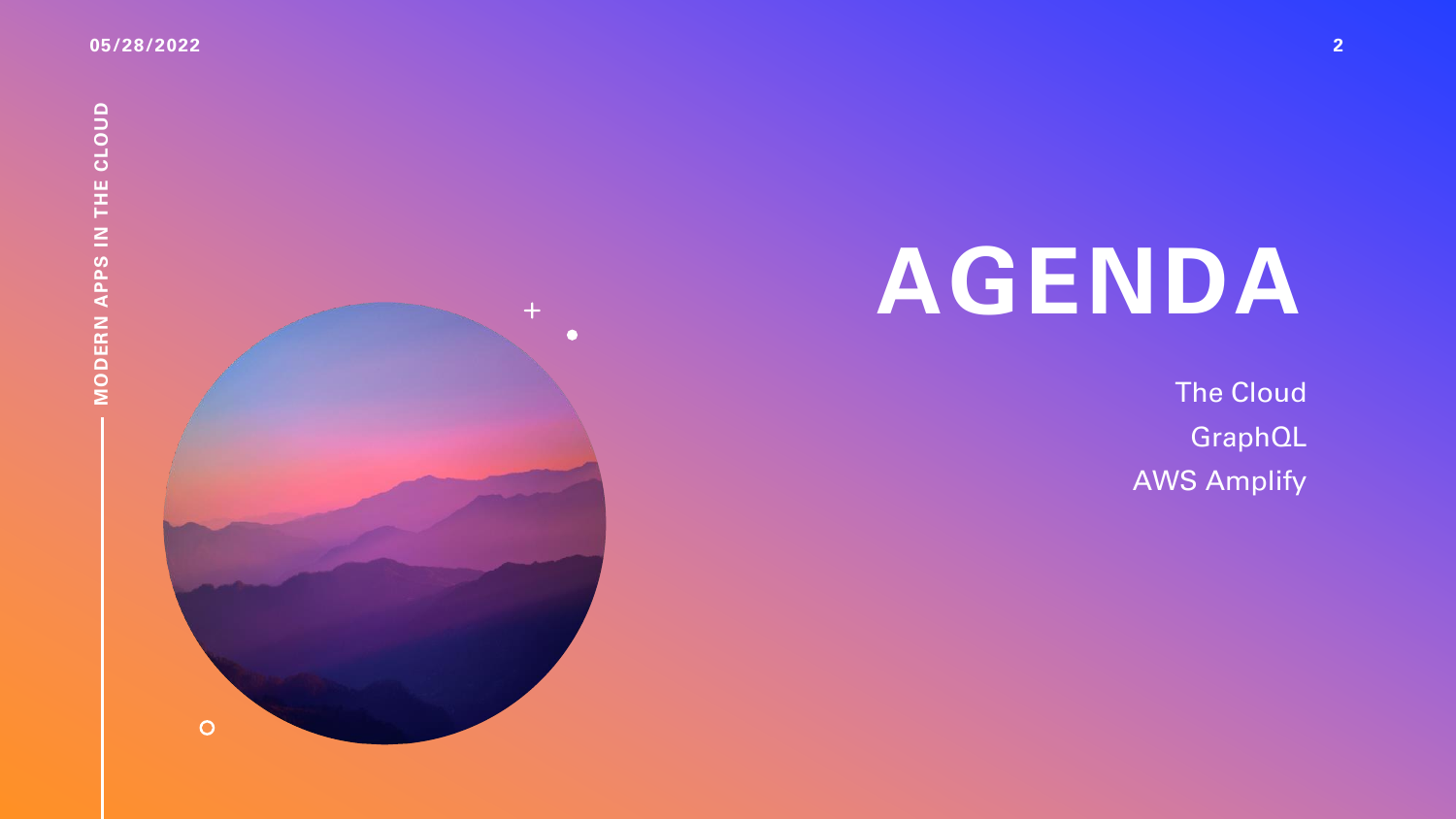# AGENDA

The Cloud

GraphQL

AWS Amplify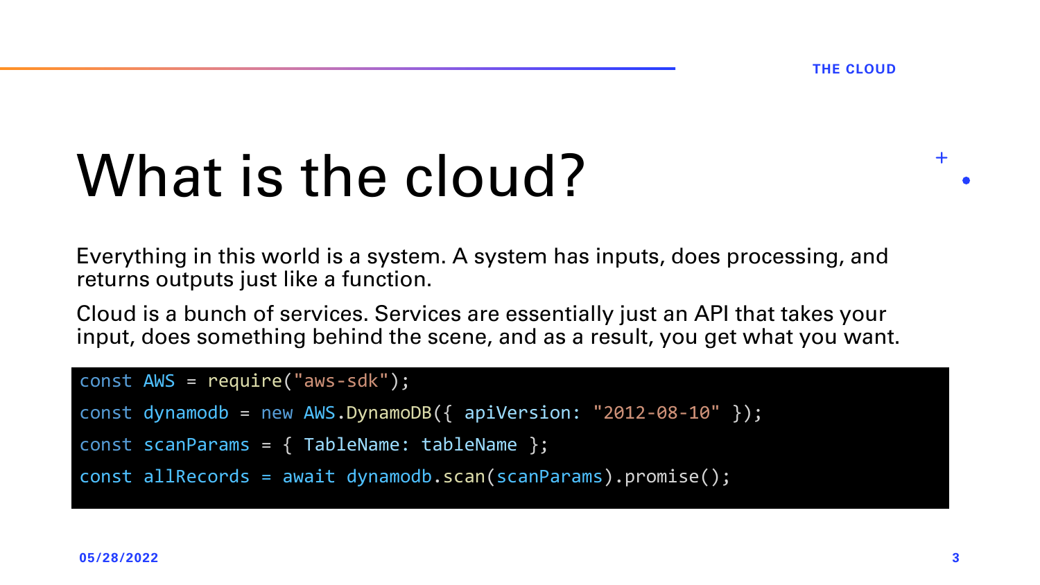# What is the cloud?

Everything in this world is a system. A system has inputs, does processing, and returns outputs just like a function.

Cloud is a bunch of services. Services are essentially just an API that takes your input, does something behind the scene, and as a result, you get what you want.

```
const AWS = require("aws-sdk");
const dynamodb = new AWS.DynamoDB({ apiVersion: "2012-08-10" });
const scanParams = { TableName: tableName };
const allRecords = await dynamodb.scan(scanParams).promise();
```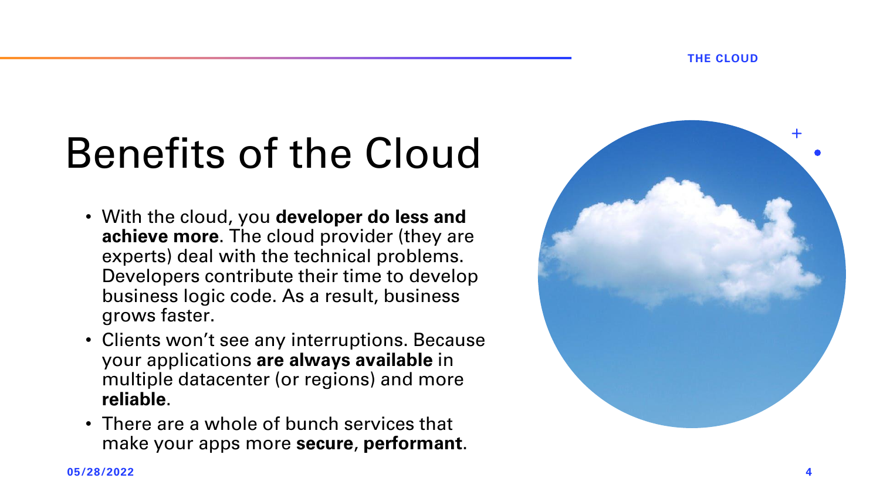# Benefits of the Cloud

- With the cloud, you **developer do less and achieve more**. The cloud provider (they are experts) deal with the technical problems. Developers contribute their time to develop business logic code. As a result, business grows faster.
- Clients won't see any interruptions. Because your applications **are always available** in multiple datacenter (or regions) and more **reliable**.
- There are a whole of bunch services that make your apps more **secure**, **performant**.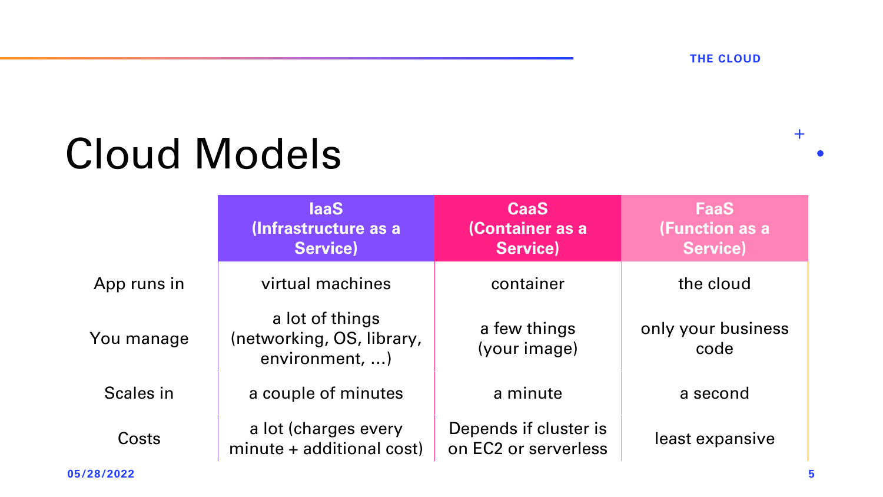# Cloud Models

| | **IaaS (Infrastructure as a Service)** | **CaaS (Container as a Service)** | **FaaS (Function as a Service)** |
|---|---|---|---|
| App runs in | virtual machines | container | the cloud |
| You manage | a lot of things (networking, OS, library, environment, ...) | a few things (your image) | only your business code |
| Scales in | a couple of minutes | a minute | a second |
| Costs | a lot (charges every minute + additional cost) | Depends if cluster is on EC2 or serverless | least expansive |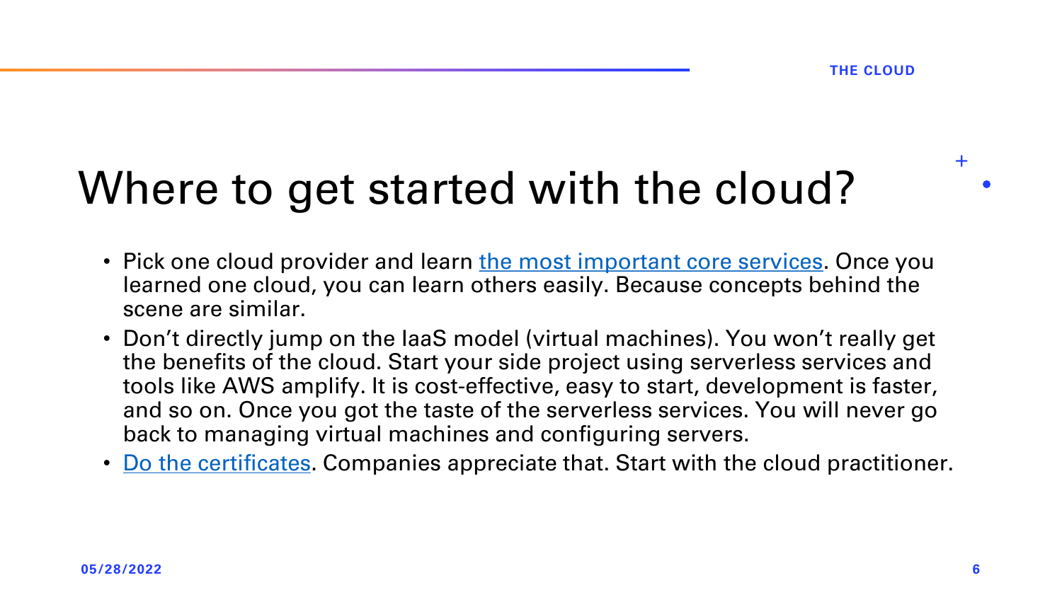# Where to get started with the cloud?

- Pick one cloud provider and learn the most important core services. Once you learned one cloud, you can learn others easily. Because concepts behind the scene are similar.
- Don't directly jump on the IaaS model (virtual machines). You won't really get the benefits of the cloud. Start your side project using serverless services and tools like AWS amplify. It is cost-effective, easy to start, development is faster, and so on. Once you got the taste of the serverless services. You will never go back to managing virtual machines and configuring servers.
- Do the certificates. Companies appreciate that. Start with the cloud practitioner.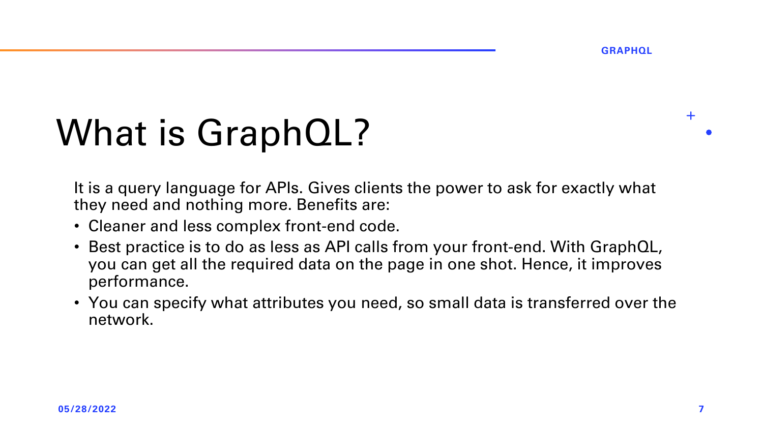# What is GraphQL?

It is a query language for APIs. Gives clients the power to ask for exactly what they need and nothing more. Benefits are:

- Cleaner and less complex front-end code.
- Best practice is to do as less as API calls from your front-end. With GraphQL, you can get all the required data on the page in one shot. Hence, it improves performance.
- You can specify what attributes you need, so small data is transferred over the network.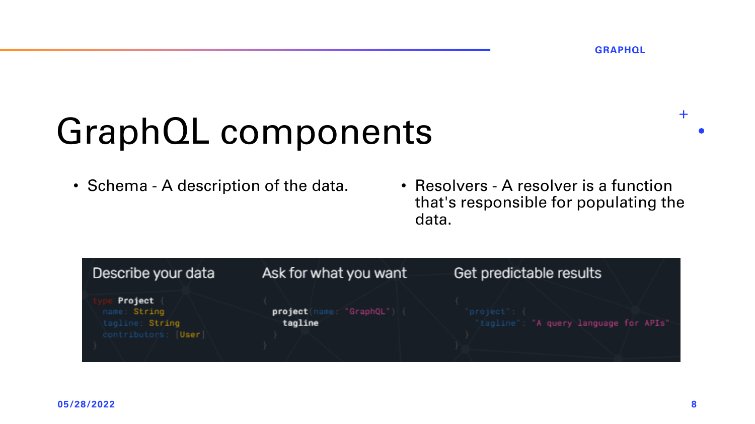# GraphQL components

- Schema - A description of the data.
- Resolvers - A resolver is a function that's responsible for populating the data.

Describe your data

```
type Project {
  name: String
  tagline: String
  contributors: [User]
}
```

Ask for what you want

```
{
  project(name: "GraphQL") {
    tagline
  }
}
```

Get predictable results

```
{
  "project": {
    "tagline": "A query language for APIs"
  }
}
```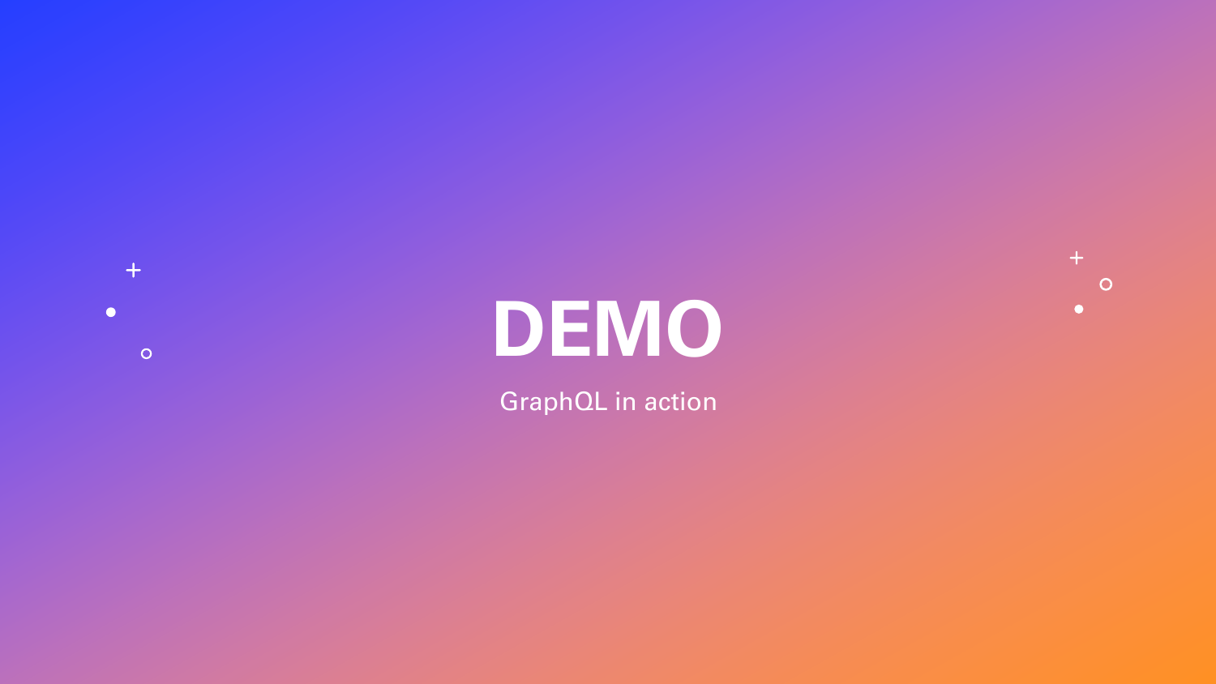# DEMO

GraphQL in action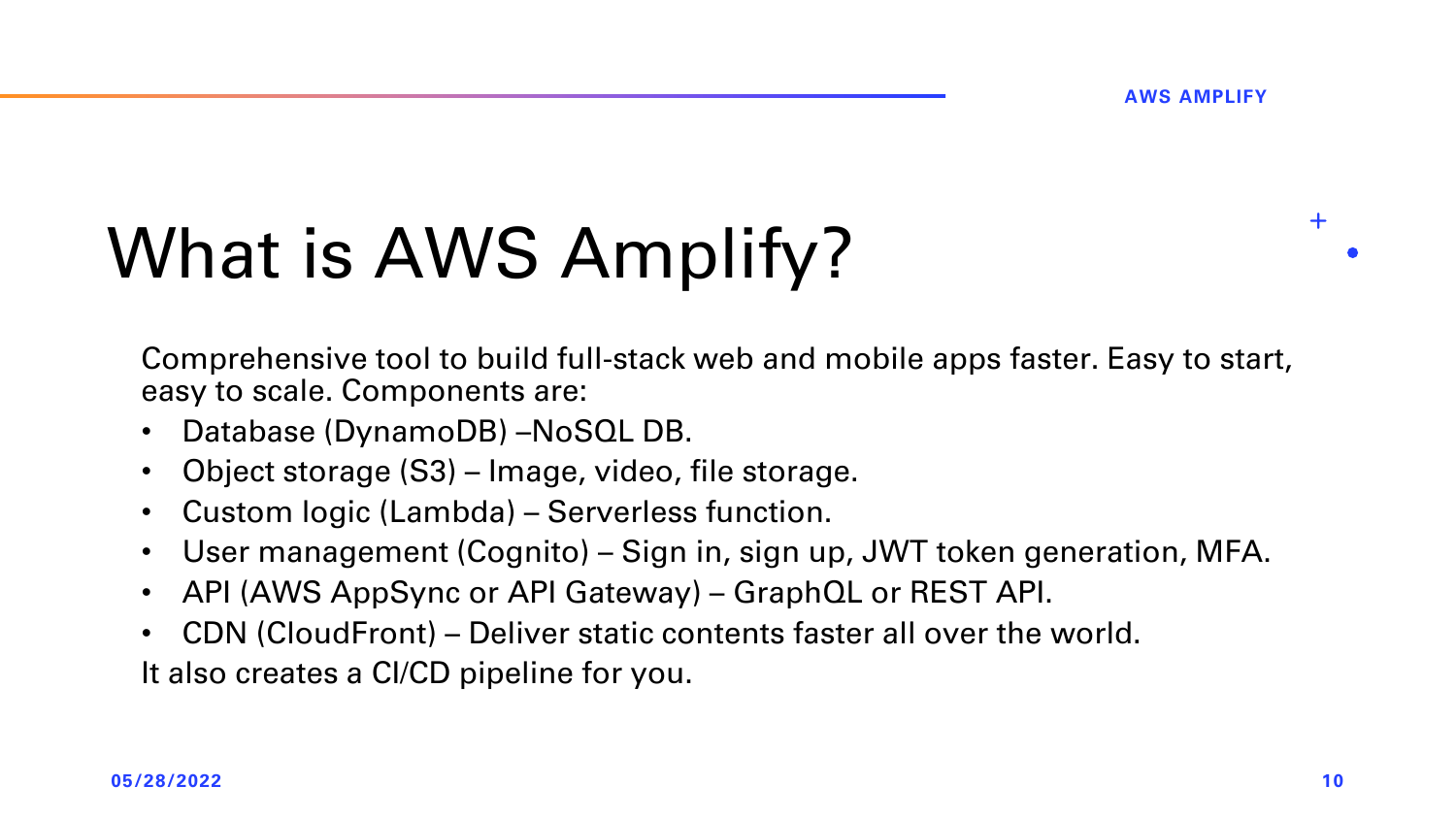# What is AWS Amplify?

Comprehensive tool to build full-stack web and mobile apps faster. Easy to start, easy to scale. Components are:

- Database (DynamoDB) –NoSQL DB.
- Object storage (S3) – Image, video, file storage.
- Custom logic (Lambda) – Serverless function.
- User management (Cognito) – Sign in, sign up, JWT token generation, MFA.
- API (AWS AppSync or API Gateway) – GraphQL or REST API.
- CDN (CloudFront) – Deliver static contents faster all over the world.

It also creates a CI/CD pipeline for you.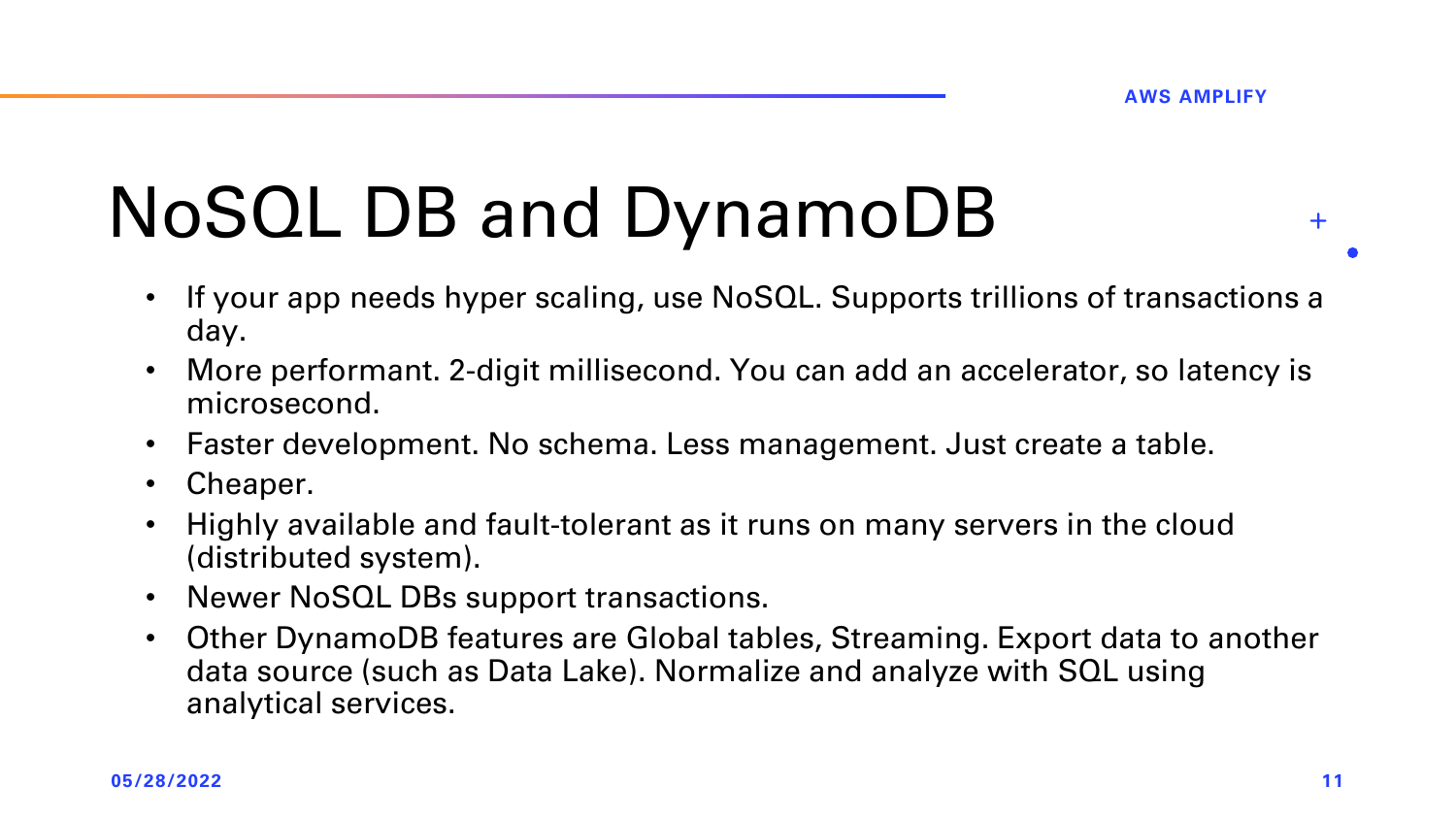# NoSQL DB and DynamoDB

- If your app needs hyper scaling, use NoSQL. Supports trillions of transactions a day.
- More performant. 2-digit millisecond. You can add an accelerator, so latency is microsecond.
- Faster development. No schema. Less management. Just create a table.
- Cheaper.
- Highly available and fault-tolerant as it runs on many servers in the cloud (distributed system).
- Newer NoSQL DBs support transactions.
- Other DynamoDB features are Global tables, Streaming. Export data to another data source (such as Data Lake). Normalize and analyze with SQL using analytical services.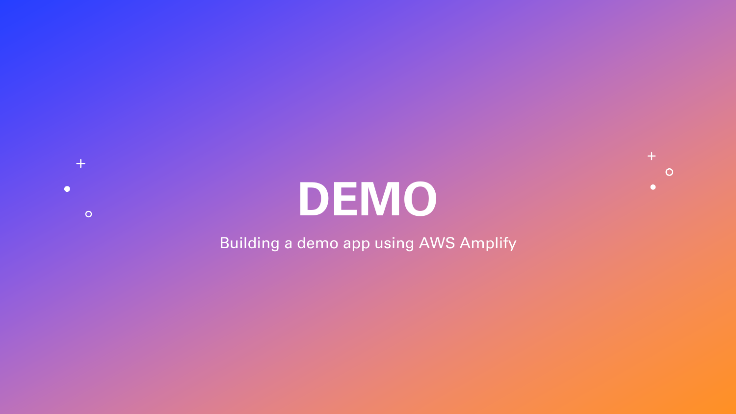# DEMO

Building a demo app using AWS Amplify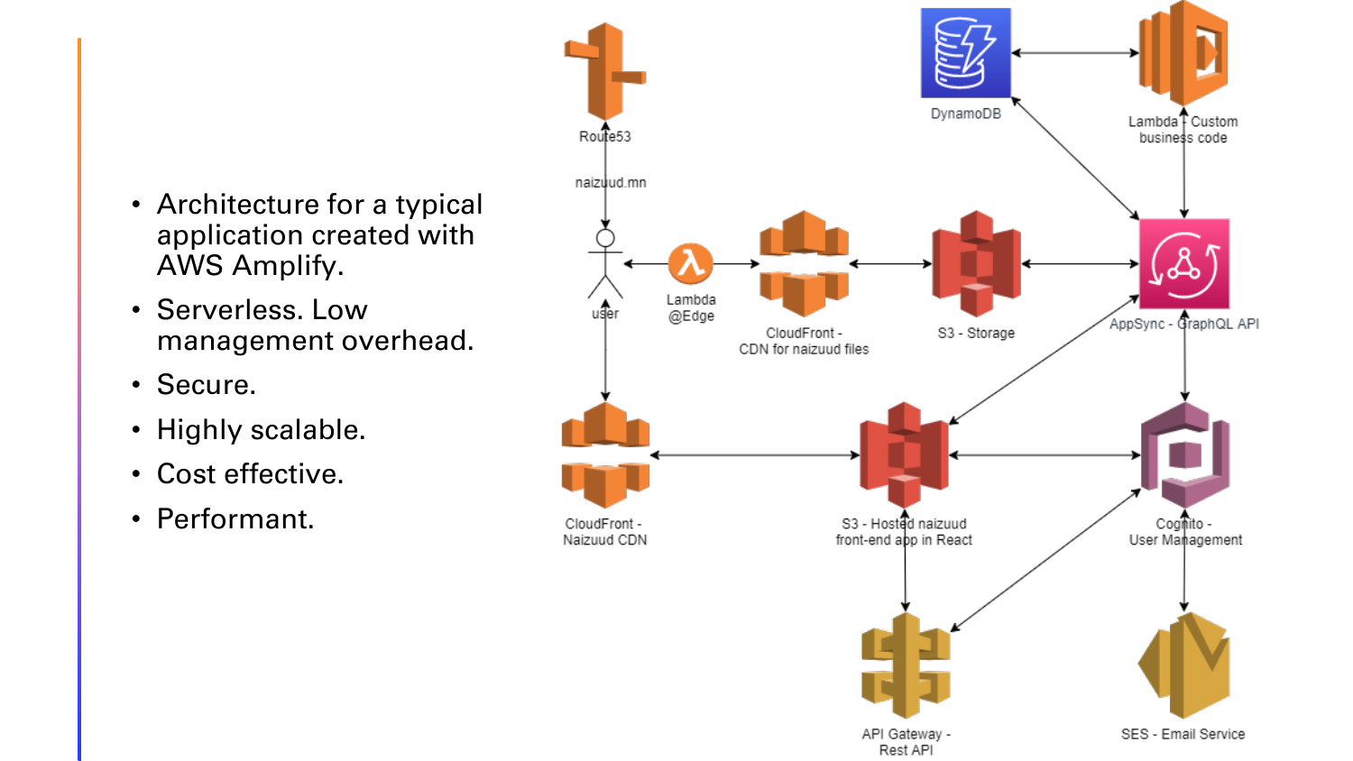- Architecture for a typical application created with AWS Amplify.
- Serverless. Low management overhead.
- Secure.
- Highly scalable.
- Cost effective.
- Performant.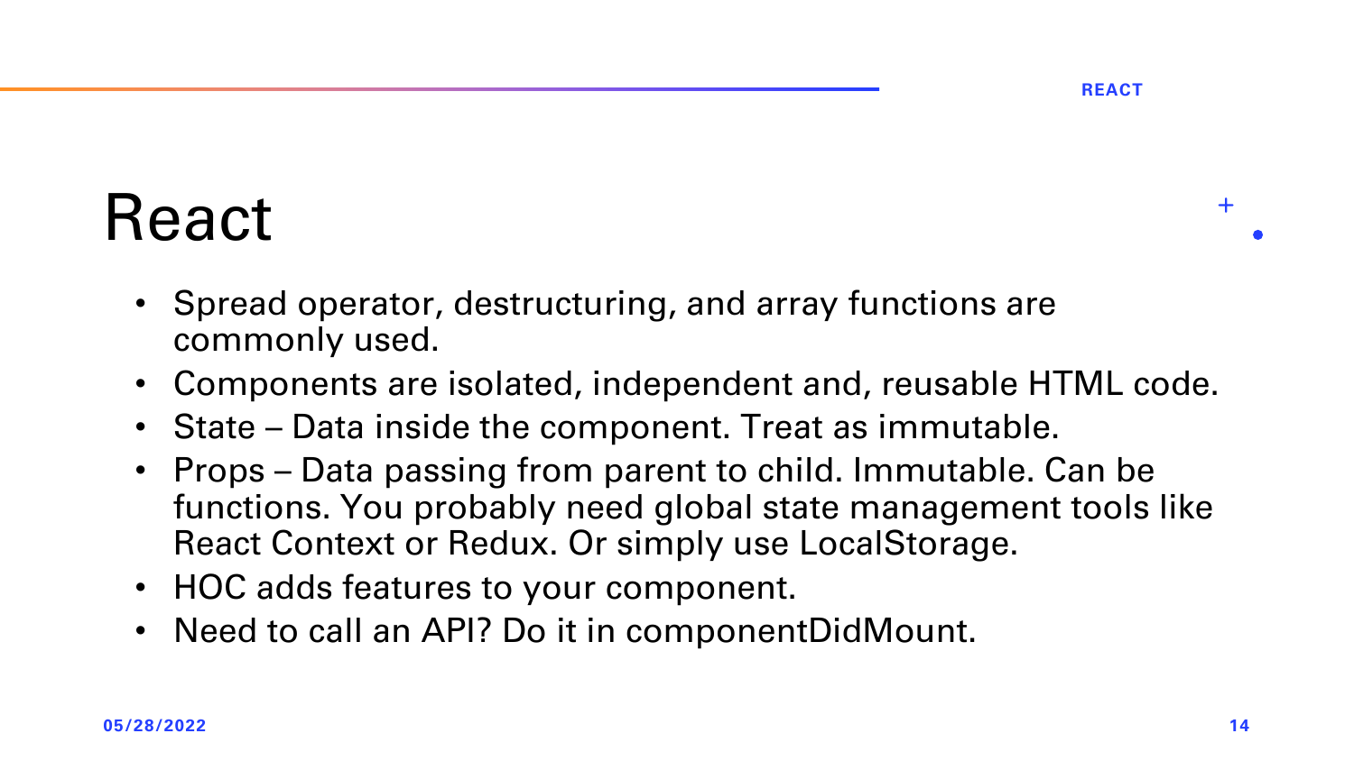# React

- Spread operator, destructuring, and array functions are commonly used.
- Components are isolated, independent and, reusable HTML code.
- State – Data inside the component. Treat as immutable.
- Props – Data passing from parent to child. Immutable. Can be functions. You probably need global state management tools like React Context or Redux. Or simply use LocalStorage.
- HOC adds features to your component.
- Need to call an API? Do it in componentDidMount.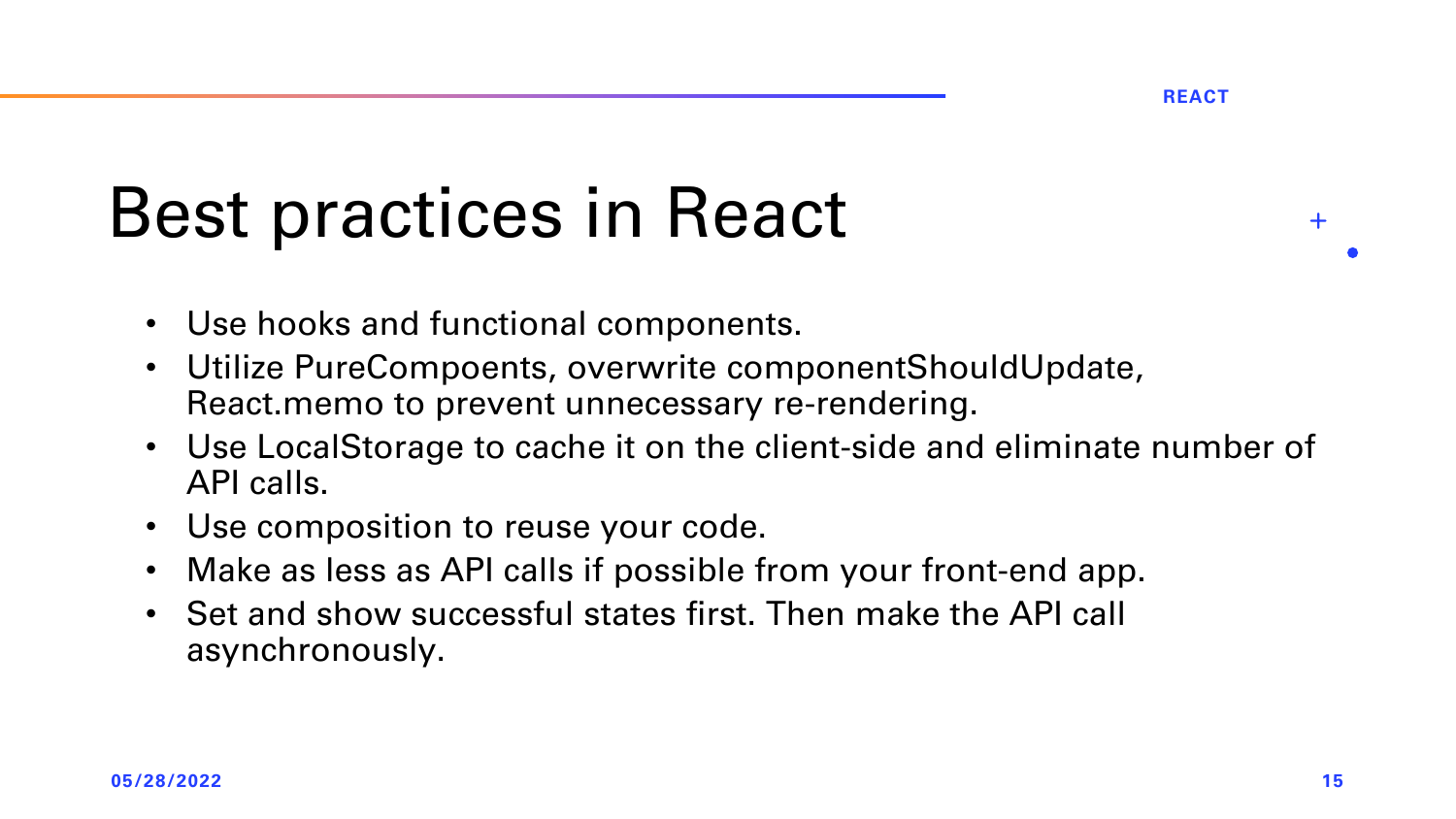# Best practices in React

- Use hooks and functional components.
- Utilize PureCompoents, overwrite componentShouldUpdate, React.memo to prevent unnecessary re-rendering.
- Use LocalStorage to cache it on the client-side and eliminate number of API calls.
- Use composition to reuse your code.
- Make as less as API calls if possible from your front-end app.
- Set and show successful states first. Then make the API call asynchronously.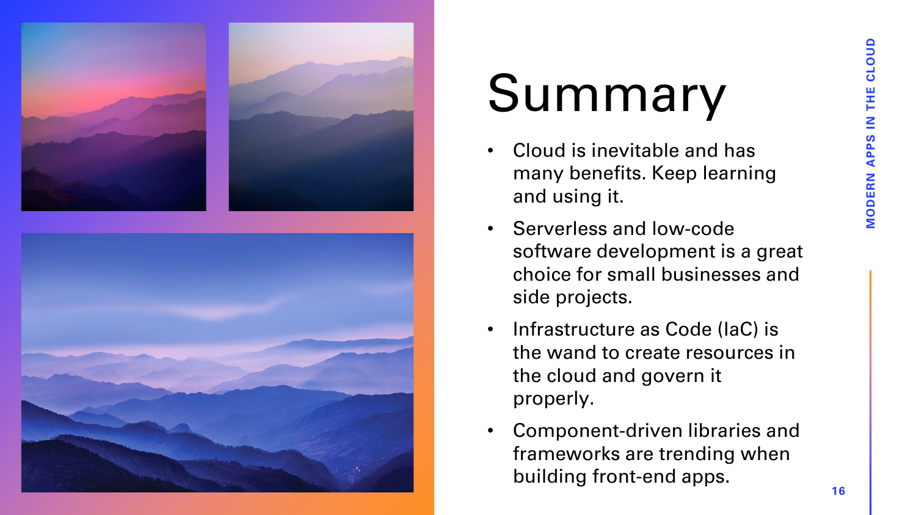# Summary

- Cloud is inevitable and has many benefits. Keep learning and using it.
- Serverless and low-code software development is a great choice for small businesses and side projects.
- Infrastructure as Code (IaC) is the wand to create resources in the cloud and govern it properly.
- Component-driven libraries and frameworks are trending when building front-end apps.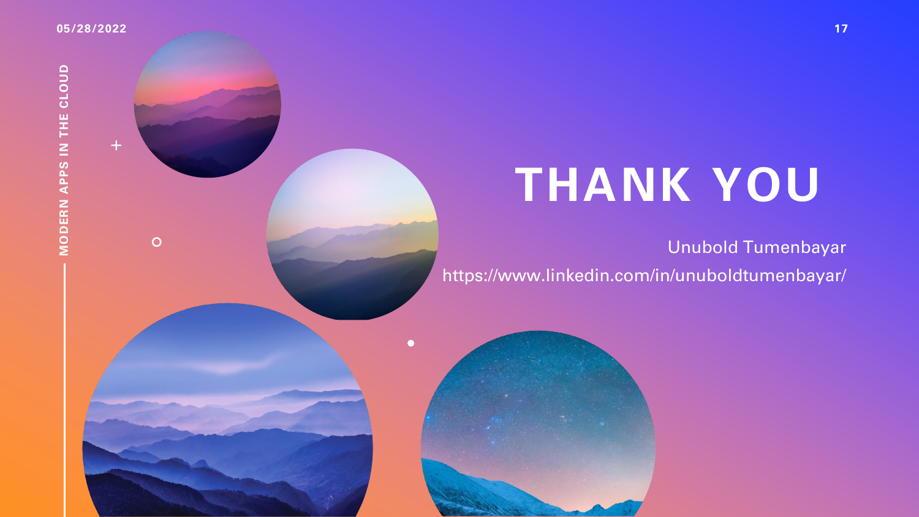# THANK YOU

Unubold Tumenbayar

https://www.linkedin.com/in/unuboldtumenbayar/